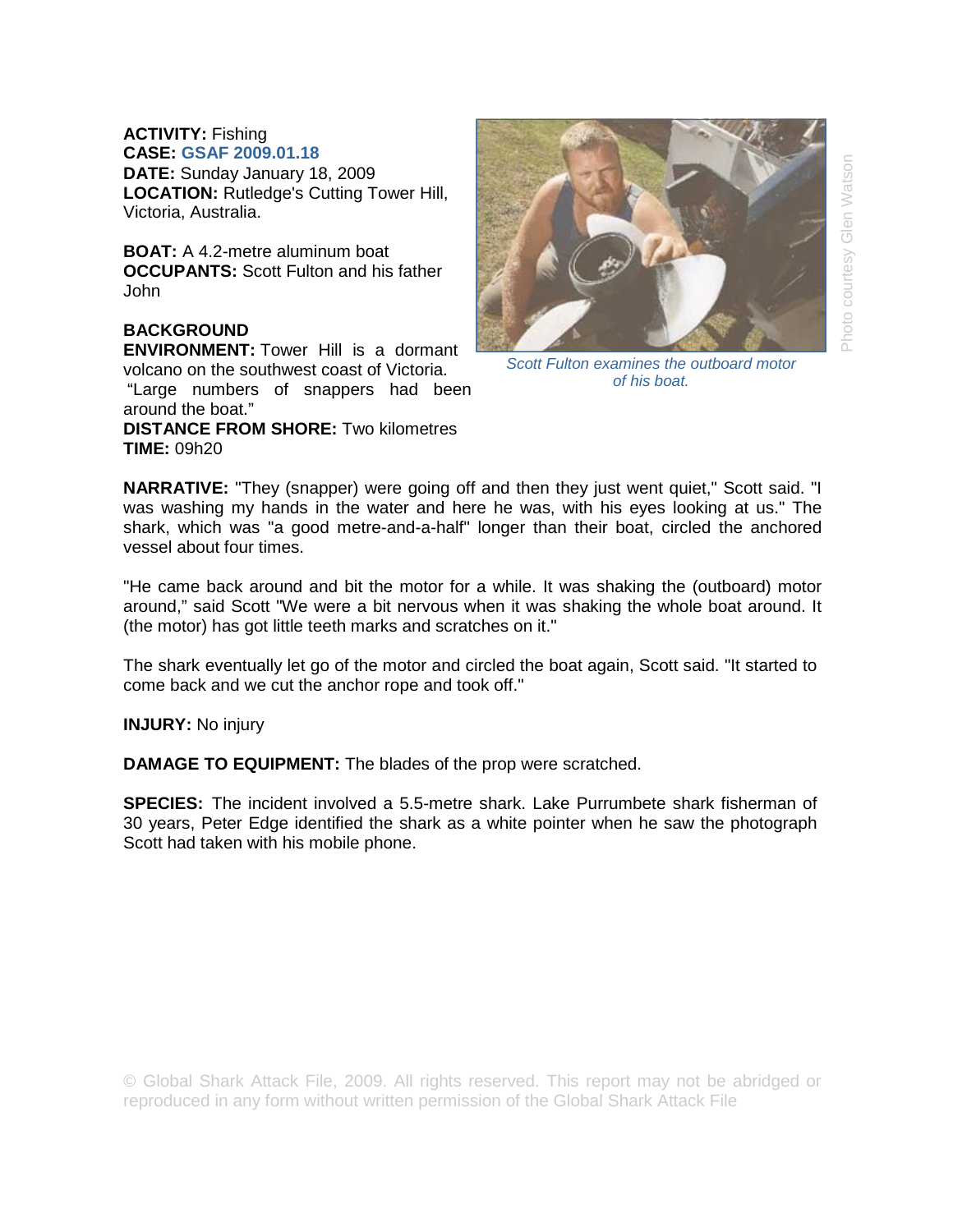**ACTIVITY:** Fishing
**CASE:** **GSAF 2009.01.18**
**DATE:** Sunday January 18, 2009
**LOCATION:** Rutledge's Cutting Tower Hill, Victoria, Australia.

**BOAT:** A 4.2-metre aluminum boat
**OCCUPANTS:** Scott Fulton and his father John

**BACKGROUND**
**ENVIRONMENT:** Tower Hill is a dormant volcano on the southwest coast of Victoria. "Large numbers of snappers had been around the boat."
**DISTANCE FROM SHORE:** Two kilometres
**TIME:** 09h20

*Scott Fulton examines the outboard motor of his boat.*

Photo courtesy Glen Watson

**NARRATIVE:** "They (snapper) were going off and then they just went quiet," Scott said. "I was washing my hands in the water and here he was, with his eyes looking at us." The shark, which was "a good metre-and-a-half" longer than their boat, circled the anchored vessel about four times.

"He came back around and bit the motor for a while. It was shaking the (outboard) motor around," said Scott "We were a bit nervous when it was shaking the whole boat around. It (the motor) has got little teeth marks and scratches on it."

The shark eventually let go of the motor and circled the boat again, Scott said. "It started to come back and we cut the anchor rope and took off."

**INJURY:** No injury

**DAMAGE TO EQUIPMENT:** The blades of the prop were scratched.

**SPECIES:** The incident involved a 5.5-metre shark. Lake Purrumbete shark fisherman of 30 years, Peter Edge identified the shark as a white pointer when he saw the photograph Scott had taken with his mobile phone.

© Global Shark Attack File, 2009. All rights reserved. This report may not be abridged or reproduced in any form without written permission of the Global Shark Attack File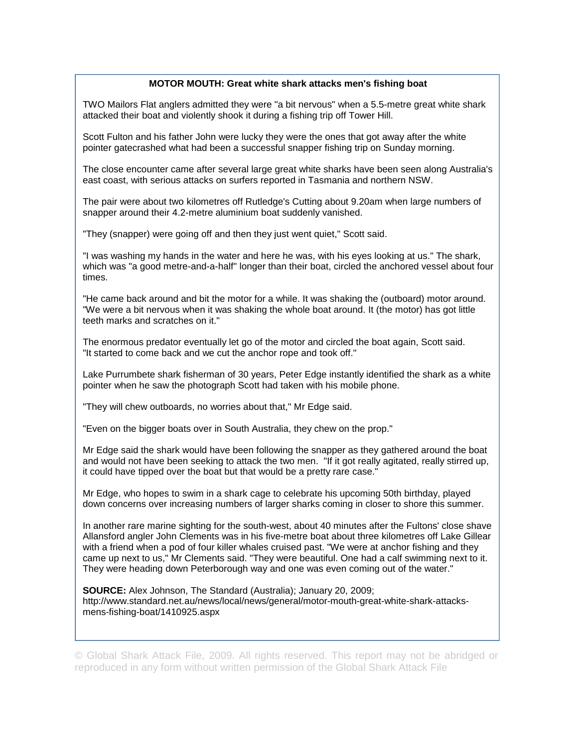**MOTOR MOUTH: Great white shark attacks men's fishing boat**

TWO Mailors Flat anglers admitted they were "a bit nervous" when a 5.5-metre great white shark attacked their boat and violently shook it during a fishing trip off Tower Hill.

Scott Fulton and his father John were lucky they were the ones that got away after the white pointer gatecrashed what had been a successful snapper fishing trip on Sunday morning.

The close encounter came after several large great white sharks have been seen along Australia's east coast, with serious attacks on surfers reported in Tasmania and northern NSW.

The pair were about two kilometres off Rutledge's Cutting about 9.20am when large numbers of snapper around their 4.2-metre aluminium boat suddenly vanished.

"They (snapper) were going off and then they just went quiet," Scott said.

"I was washing my hands in the water and here he was, with his eyes looking at us." The shark, which was "a good metre-and-a-half" longer than their boat, circled the anchored vessel about four times.

"He came back around and bit the motor for a while. It was shaking the (outboard) motor around. "We were a bit nervous when it was shaking the whole boat around. It (the motor) has got little teeth marks and scratches on it."

The enormous predator eventually let go of the motor and circled the boat again, Scott said. "It started to come back and we cut the anchor rope and took off."

Lake Purrumbete shark fisherman of 30 years, Peter Edge instantly identified the shark as a white pointer when he saw the photograph Scott had taken with his mobile phone.

"They will chew outboards, no worries about that," Mr Edge said.

"Even on the bigger boats over in South Australia, they chew on the prop."

Mr Edge said the shark would have been following the snapper as they gathered around the boat and would not have been seeking to attack the two men. "If it got really agitated, really stirred up, it could have tipped over the boat but that would be a pretty rare case."

Mr Edge, who hopes to swim in a shark cage to celebrate his upcoming 50th birthday, played down concerns over increasing numbers of larger sharks coming in closer to shore this summer.

In another rare marine sighting for the south-west, about 40 minutes after the Fultons' close shave Allansford angler John Clements was in his five-metre boat about three kilometres off Lake Gillear with a friend when a pod of four killer whales cruised past. "We were at anchor fishing and they came up next to us," Mr Clements said. "They were beautiful. One had a calf swimming next to it. They were heading down Peterborough way and one was even coming out of the water."

**SOURCE:** Alex Johnson, The Standard (Australia); January 20, 2009; http://www.standard.net.au/news/local/news/general/motor-mouth-great-white-shark-attacks-mens-fishing-boat/1410925.aspx

© Global Shark Attack File, 2009. All rights reserved. This report may not be abridged or reproduced in any form without written permission of the Global Shark Attack File